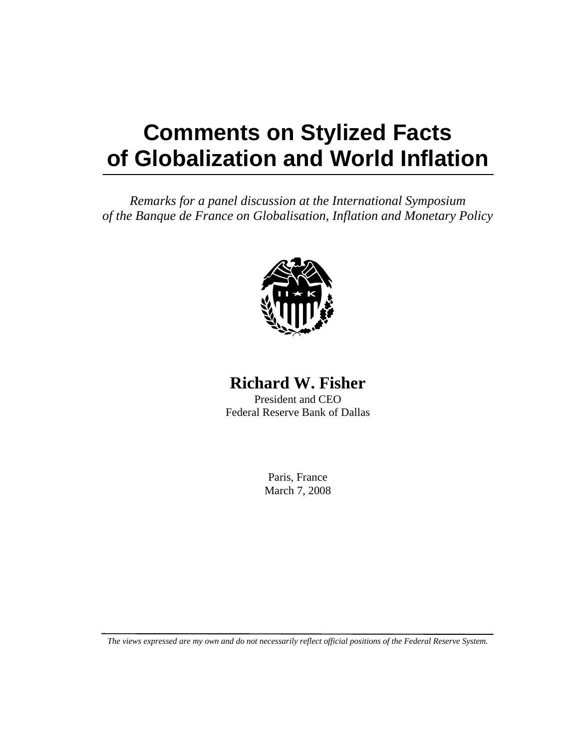# Comments on Stylized Facts of Globalization and World Inflation

*Remarks for a panel discussion at the International Symposium of the Banque de France on Globalisation, Inflation and Monetary Policy*

**Richard W. Fisher**
President and CEO
Federal Reserve Bank of Dallas

Paris, France
March 7, 2008

*The views expressed are my own and do not necessarily reflect official positions of the Federal Reserve System.*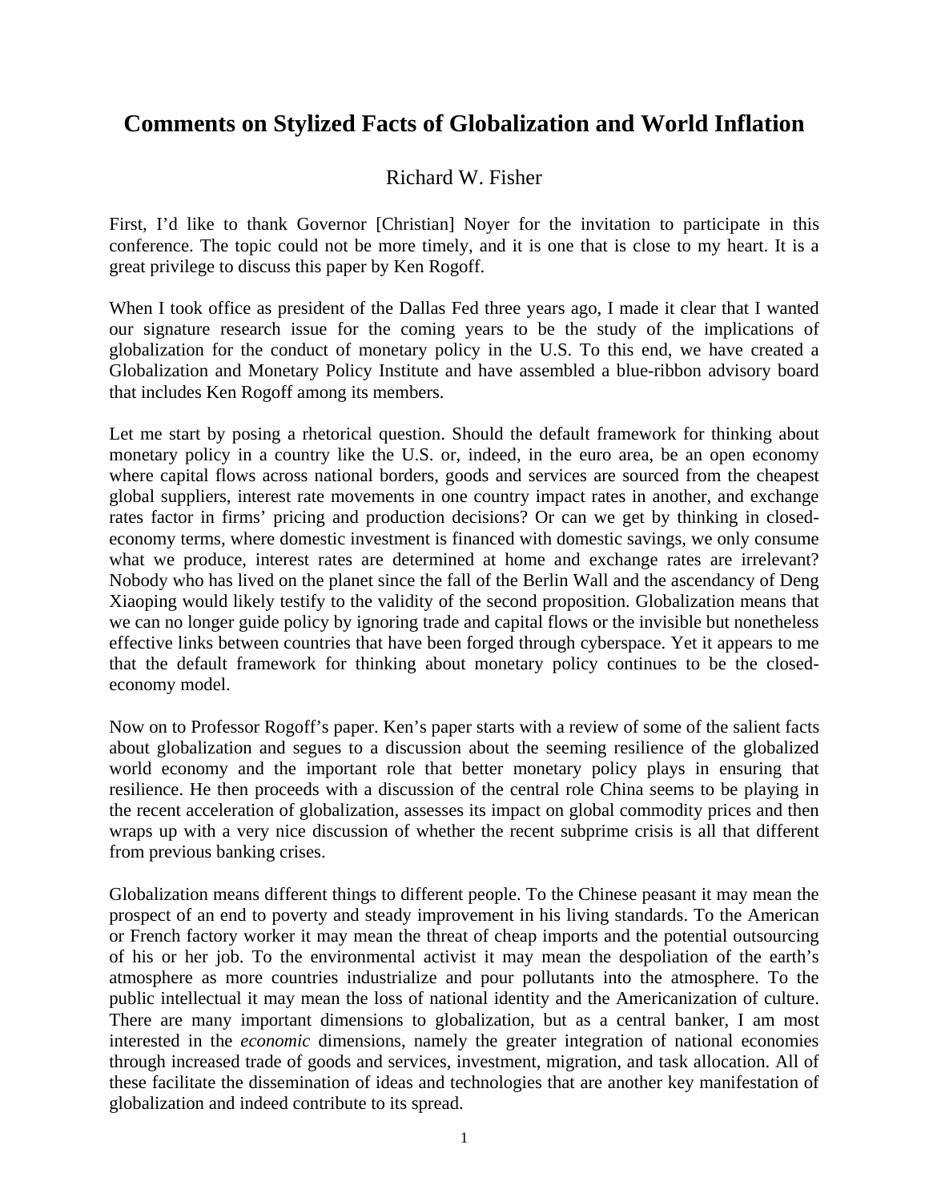# Comments on Stylized Facts of Globalization and World Inflation

Richard W. Fisher

First, I'd like to thank Governor [Christian] Noyer for the invitation to participate in this conference. The topic could not be more timely, and it is one that is close to my heart. It is a great privilege to discuss this paper by Ken Rogoff.

When I took office as president of the Dallas Fed three years ago, I made it clear that I wanted our signature research issue for the coming years to be the study of the implications of globalization for the conduct of monetary policy in the U.S. To this end, we have created a Globalization and Monetary Policy Institute and have assembled a blue-ribbon advisory board that includes Ken Rogoff among its members.

Let me start by posing a rhetorical question. Should the default framework for thinking about monetary policy in a country like the U.S. or, indeed, in the euro area, be an open economy where capital flows across national borders, goods and services are sourced from the cheapest global suppliers, interest rate movements in one country impact rates in another, and exchange rates factor in firms' pricing and production decisions? Or can we get by thinking in closed-economy terms, where domestic investment is financed with domestic savings, we only consume what we produce, interest rates are determined at home and exchange rates are irrelevant? Nobody who has lived on the planet since the fall of the Berlin Wall and the ascendancy of Deng Xiaoping would likely testify to the validity of the second proposition. Globalization means that we can no longer guide policy by ignoring trade and capital flows or the invisible but nonetheless effective links between countries that have been forged through cyberspace. Yet it appears to me that the default framework for thinking about monetary policy continues to be the closed-economy model.

Now on to Professor Rogoff's paper. Ken's paper starts with a review of some of the salient facts about globalization and segues to a discussion about the seeming resilience of the globalized world economy and the important role that better monetary policy plays in ensuring that resilience. He then proceeds with a discussion of the central role China seems to be playing in the recent acceleration of globalization, assesses its impact on global commodity prices and then wraps up with a very nice discussion of whether the recent subprime crisis is all that different from previous banking crises.

Globalization means different things to different people. To the Chinese peasant it may mean the prospect of an end to poverty and steady improvement in his living standards. To the American or French factory worker it may mean the threat of cheap imports and the potential outsourcing of his or her job. To the environmental activist it may mean the despoliation of the earth's atmosphere as more countries industrialize and pour pollutants into the atmosphere. To the public intellectual it may mean the loss of national identity and the Americanization of culture. There are many important dimensions to globalization, but as a central banker, I am most interested in the *economic* dimensions, namely the greater integration of national economies through increased trade of goods and services, investment, migration, and task allocation. All of these facilitate the dissemination of ideas and technologies that are another key manifestation of globalization and indeed contribute to its spread.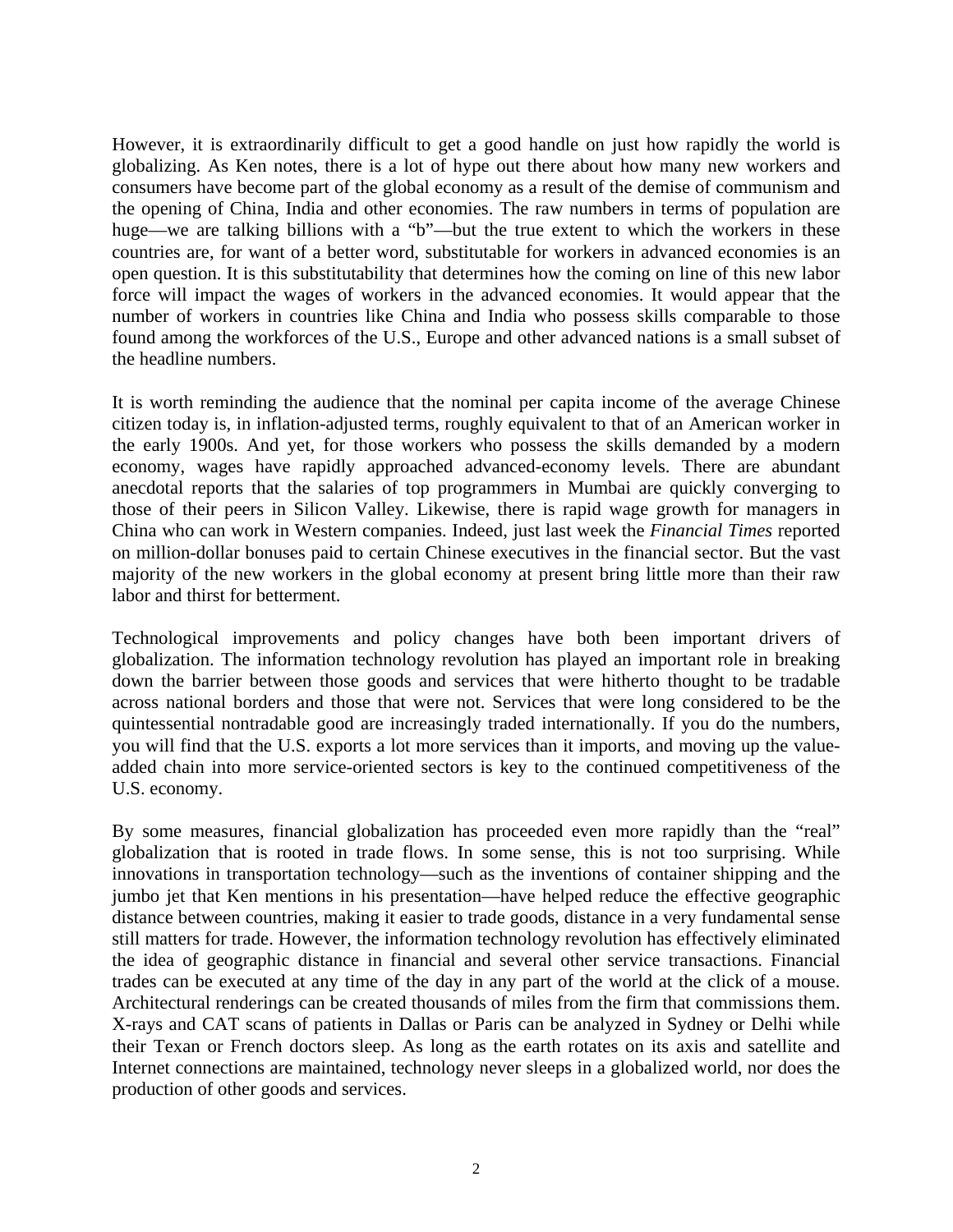However, it is extraordinarily difficult to get a good handle on just how rapidly the world is globalizing. As Ken notes, there is a lot of hype out there about how many new workers and consumers have become part of the global economy as a result of the demise of communism and the opening of China, India and other economies. The raw numbers in terms of population are huge—we are talking billions with a "b"—but the true extent to which the workers in these countries are, for want of a better word, substitutable for workers in advanced economies is an open question. It is this substitutability that determines how the coming on line of this new labor force will impact the wages of workers in the advanced economies. It would appear that the number of workers in countries like China and India who possess skills comparable to those found among the workforces of the U.S., Europe and other advanced nations is a small subset of the headline numbers.

It is worth reminding the audience that the nominal per capita income of the average Chinese citizen today is, in inflation-adjusted terms, roughly equivalent to that of an American worker in the early 1900s. And yet, for those workers who possess the skills demanded by a modern economy, wages have rapidly approached advanced-economy levels. There are abundant anecdotal reports that the salaries of top programmers in Mumbai are quickly converging to those of their peers in Silicon Valley. Likewise, there is rapid wage growth for managers in China who can work in Western companies. Indeed, just last week the *Financial Times* reported on million-dollar bonuses paid to certain Chinese executives in the financial sector. But the vast majority of the new workers in the global economy at present bring little more than their raw labor and thirst for betterment.

Technological improvements and policy changes have both been important drivers of globalization. The information technology revolution has played an important role in breaking down the barrier between those goods and services that were hitherto thought to be tradable across national borders and those that were not. Services that were long considered to be the quintessential nontradable good are increasingly traded internationally. If you do the numbers, you will find that the U.S. exports a lot more services than it imports, and moving up the value-added chain into more service-oriented sectors is key to the continued competitiveness of the U.S. economy.

By some measures, financial globalization has proceeded even more rapidly than the "real" globalization that is rooted in trade flows. In some sense, this is not too surprising. While innovations in transportation technology—such as the inventions of container shipping and the jumbo jet that Ken mentions in his presentation—have helped reduce the effective geographic distance between countries, making it easier to trade goods, distance in a very fundamental sense still matters for trade. However, the information technology revolution has effectively eliminated the idea of geographic distance in financial and several other service transactions. Financial trades can be executed at any time of the day in any part of the world at the click of a mouse. Architectural renderings can be created thousands of miles from the firm that commissions them. X-rays and CAT scans of patients in Dallas or Paris can be analyzed in Sydney or Delhi while their Texan or French doctors sleep. As long as the earth rotates on its axis and satellite and Internet connections are maintained, technology never sleeps in a globalized world, nor does the production of other goods and services.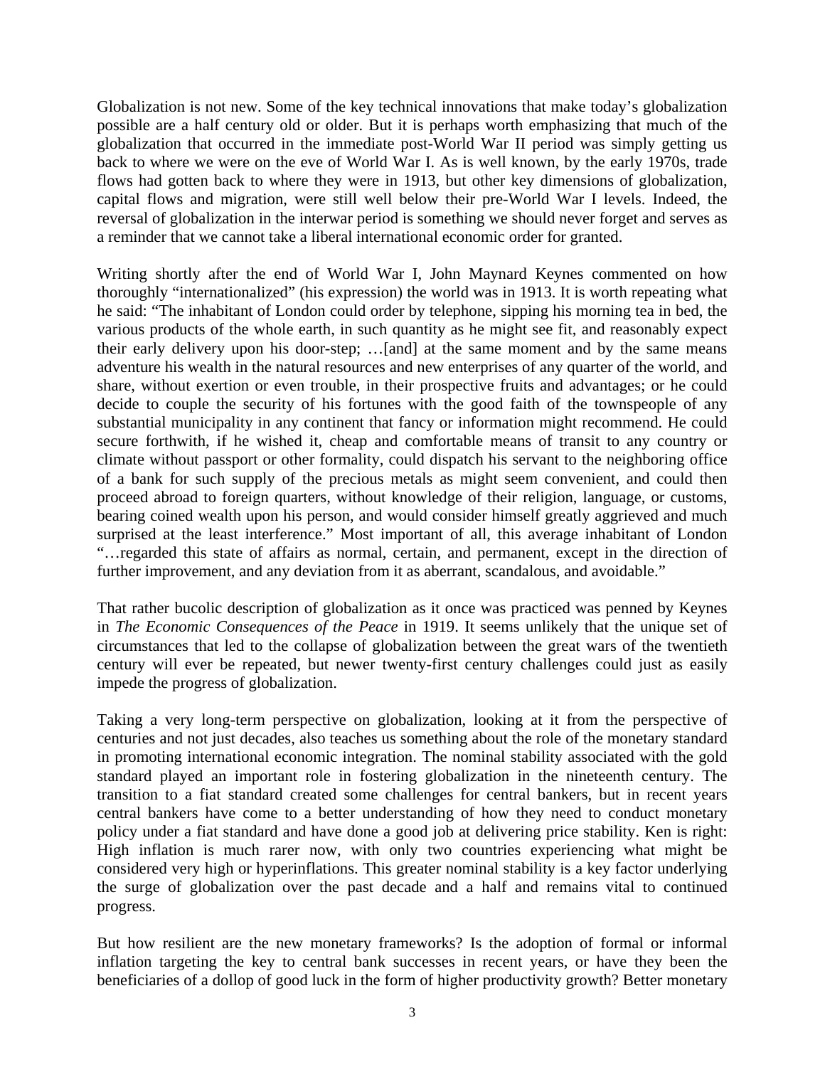Globalization is not new. Some of the key technical innovations that make today's globalization possible are a half century old or older. But it is perhaps worth emphasizing that much of the globalization that occurred in the immediate post-World War II period was simply getting us back to where we were on the eve of World War I. As is well known, by the early 1970s, trade flows had gotten back to where they were in 1913, but other key dimensions of globalization, capital flows and migration, were still well below their pre-World War I levels. Indeed, the reversal of globalization in the interwar period is something we should never forget and serves as a reminder that we cannot take a liberal international economic order for granted.

Writing shortly after the end of World War I, John Maynard Keynes commented on how thoroughly "internationalized" (his expression) the world was in 1913. It is worth repeating what he said: "The inhabitant of London could order by telephone, sipping his morning tea in bed, the various products of the whole earth, in such quantity as he might see fit, and reasonably expect their early delivery upon his door-step; …[and] at the same moment and by the same means adventure his wealth in the natural resources and new enterprises of any quarter of the world, and share, without exertion or even trouble, in their prospective fruits and advantages; or he could decide to couple the security of his fortunes with the good faith of the townspeople of any substantial municipality in any continent that fancy or information might recommend. He could secure forthwith, if he wished it, cheap and comfortable means of transit to any country or climate without passport or other formality, could dispatch his servant to the neighboring office of a bank for such supply of the precious metals as might seem convenient, and could then proceed abroad to foreign quarters, without knowledge of their religion, language, or customs, bearing coined wealth upon his person, and would consider himself greatly aggrieved and much surprised at the least interference." Most important of all, this average inhabitant of London "…regarded this state of affairs as normal, certain, and permanent, except in the direction of further improvement, and any deviation from it as aberrant, scandalous, and avoidable."

That rather bucolic description of globalization as it once was practiced was penned by Keynes in *The Economic Consequences of the Peace* in 1919. It seems unlikely that the unique set of circumstances that led to the collapse of globalization between the great wars of the twentieth century will ever be repeated, but newer twenty-first century challenges could just as easily impede the progress of globalization.

Taking a very long-term perspective on globalization, looking at it from the perspective of centuries and not just decades, also teaches us something about the role of the monetary standard in promoting international economic integration. The nominal stability associated with the gold standard played an important role in fostering globalization in the nineteenth century. The transition to a fiat standard created some challenges for central bankers, but in recent years central bankers have come to a better understanding of how they need to conduct monetary policy under a fiat standard and have done a good job at delivering price stability. Ken is right: High inflation is much rarer now, with only two countries experiencing what might be considered very high or hyperinflations. This greater nominal stability is a key factor underlying the surge of globalization over the past decade and a half and remains vital to continued progress.

But how resilient are the new monetary frameworks? Is the adoption of formal or informal inflation targeting the key to central bank successes in recent years, or have they been the beneficiaries of a dollop of good luck in the form of higher productivity growth? Better monetary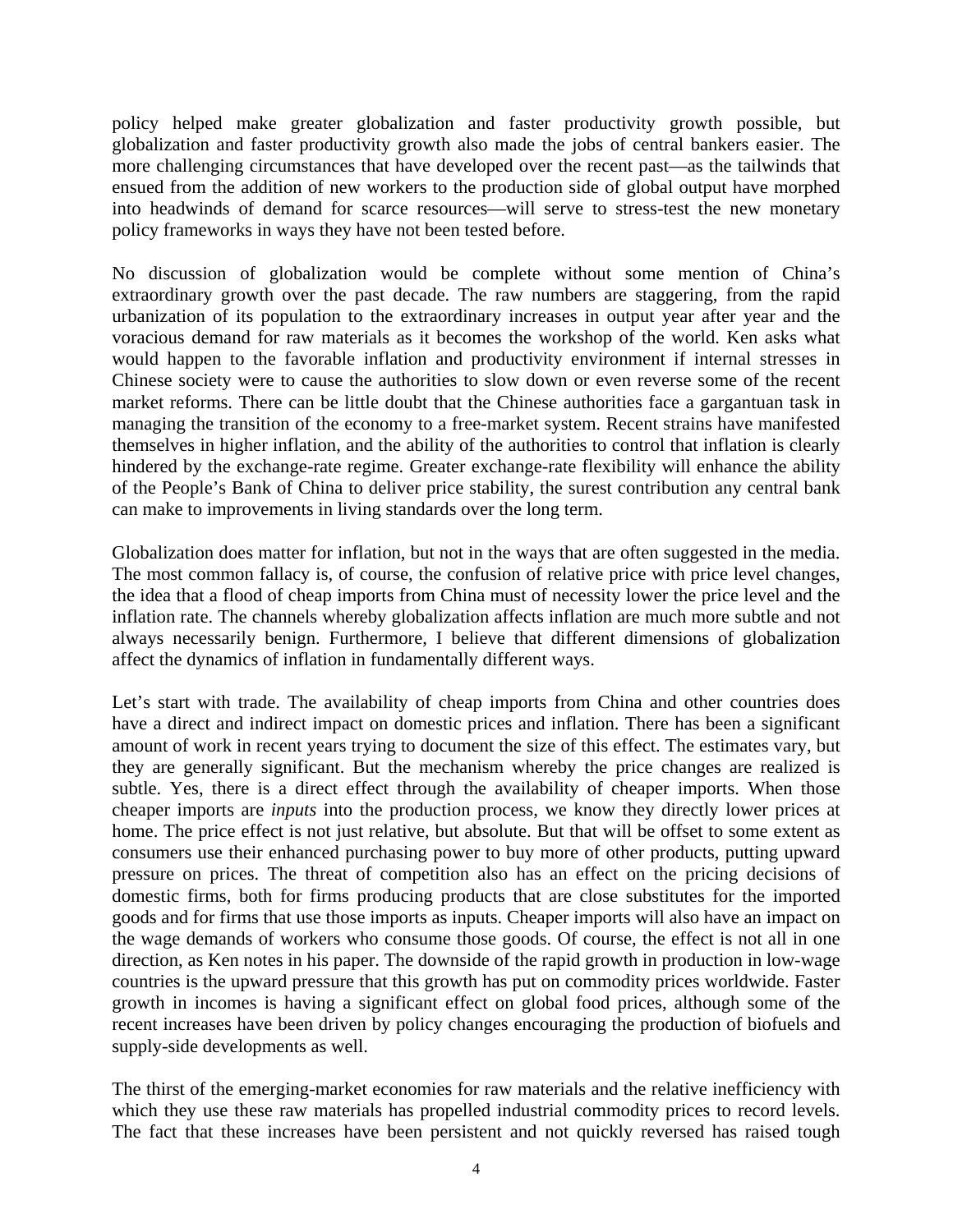policy helped make greater globalization and faster productivity growth possible, but globalization and faster productivity growth also made the jobs of central bankers easier. The more challenging circumstances that have developed over the recent past—as the tailwinds that ensued from the addition of new workers to the production side of global output have morphed into headwinds of demand for scarce resources—will serve to stress-test the new monetary policy frameworks in ways they have not been tested before.

No discussion of globalization would be complete without some mention of China's extraordinary growth over the past decade. The raw numbers are staggering, from the rapid urbanization of its population to the extraordinary increases in output year after year and the voracious demand for raw materials as it becomes the workshop of the world. Ken asks what would happen to the favorable inflation and productivity environment if internal stresses in Chinese society were to cause the authorities to slow down or even reverse some of the recent market reforms. There can be little doubt that the Chinese authorities face a gargantuan task in managing the transition of the economy to a free-market system. Recent strains have manifested themselves in higher inflation, and the ability of the authorities to control that inflation is clearly hindered by the exchange-rate regime. Greater exchange-rate flexibility will enhance the ability of the People's Bank of China to deliver price stability, the surest contribution any central bank can make to improvements in living standards over the long term.

Globalization does matter for inflation, but not in the ways that are often suggested in the media. The most common fallacy is, of course, the confusion of relative price with price level changes, the idea that a flood of cheap imports from China must of necessity lower the price level and the inflation rate. The channels whereby globalization affects inflation are much more subtle and not always necessarily benign. Furthermore, I believe that different dimensions of globalization affect the dynamics of inflation in fundamentally different ways.

Let's start with trade. The availability of cheap imports from China and other countries does have a direct and indirect impact on domestic prices and inflation. There has been a significant amount of work in recent years trying to document the size of this effect. The estimates vary, but they are generally significant. But the mechanism whereby the price changes are realized is subtle. Yes, there is a direct effect through the availability of cheaper imports. When those cheaper imports are *inputs* into the production process, we know they directly lower prices at home. The price effect is not just relative, but absolute. But that will be offset to some extent as consumers use their enhanced purchasing power to buy more of other products, putting upward pressure on prices. The threat of competition also has an effect on the pricing decisions of domestic firms, both for firms producing products that are close substitutes for the imported goods and for firms that use those imports as inputs. Cheaper imports will also have an impact on the wage demands of workers who consume those goods. Of course, the effect is not all in one direction, as Ken notes in his paper. The downside of the rapid growth in production in low-wage countries is the upward pressure that this growth has put on commodity prices worldwide. Faster growth in incomes is having a significant effect on global food prices, although some of the recent increases have been driven by policy changes encouraging the production of biofuels and supply-side developments as well.

The thirst of the emerging-market economies for raw materials and the relative inefficiency with which they use these raw materials has propelled industrial commodity prices to record levels. The fact that these increases have been persistent and not quickly reversed has raised tough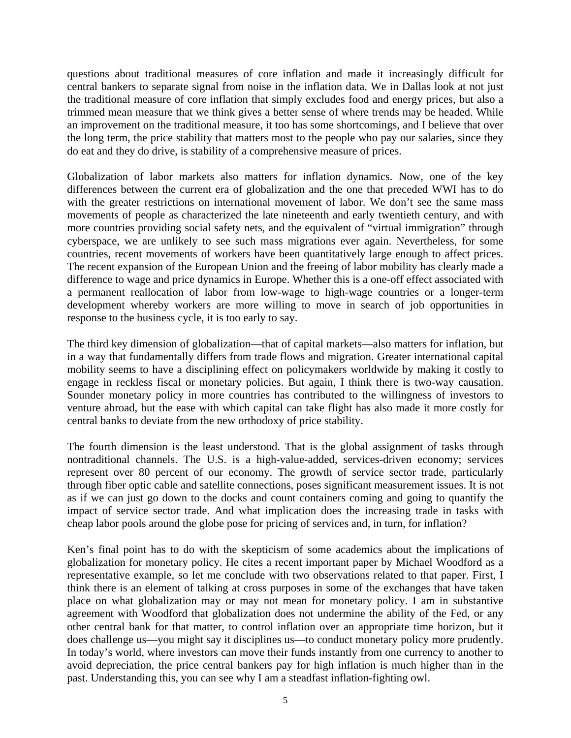questions about traditional measures of core inflation and made it increasingly difficult for central bankers to separate signal from noise in the inflation data. We in Dallas look at not just the traditional measure of core inflation that simply excludes food and energy prices, but also a trimmed mean measure that we think gives a better sense of where trends may be headed. While an improvement on the traditional measure, it too has some shortcomings, and I believe that over the long term, the price stability that matters most to the people who pay our salaries, since they do eat and they do drive, is stability of a comprehensive measure of prices.

Globalization of labor markets also matters for inflation dynamics. Now, one of the key differences between the current era of globalization and the one that preceded WWI has to do with the greater restrictions on international movement of labor. We don't see the same mass movements of people as characterized the late nineteenth and early twentieth century, and with more countries providing social safety nets, and the equivalent of "virtual immigration" through cyberspace, we are unlikely to see such mass migrations ever again. Nevertheless, for some countries, recent movements of workers have been quantitatively large enough to affect prices. The recent expansion of the European Union and the freeing of labor mobility has clearly made a difference to wage and price dynamics in Europe. Whether this is a one-off effect associated with a permanent reallocation of labor from low-wage to high-wage countries or a longer-term development whereby workers are more willing to move in search of job opportunities in response to the business cycle, it is too early to say.

The third key dimension of globalization—that of capital markets—also matters for inflation, but in a way that fundamentally differs from trade flows and migration. Greater international capital mobility seems to have a disciplining effect on policymakers worldwide by making it costly to engage in reckless fiscal or monetary policies. But again, I think there is two-way causation. Sounder monetary policy in more countries has contributed to the willingness of investors to venture abroad, but the ease with which capital can take flight has also made it more costly for central banks to deviate from the new orthodoxy of price stability.

The fourth dimension is the least understood. That is the global assignment of tasks through nontraditional channels. The U.S. is a high-value-added, services-driven economy; services represent over 80 percent of our economy. The growth of service sector trade, particularly through fiber optic cable and satellite connections, poses significant measurement issues. It is not as if we can just go down to the docks and count containers coming and going to quantify the impact of service sector trade. And what implication does the increasing trade in tasks with cheap labor pools around the globe pose for pricing of services and, in turn, for inflation?

Ken's final point has to do with the skepticism of some academics about the implications of globalization for monetary policy. He cites a recent important paper by Michael Woodford as a representative example, so let me conclude with two observations related to that paper. First, I think there is an element of talking at cross purposes in some of the exchanges that have taken place on what globalization may or may not mean for monetary policy. I am in substantive agreement with Woodford that globalization does not undermine the ability of the Fed, or any other central bank for that matter, to control inflation over an appropriate time horizon, but it does challenge us—you might say it disciplines us—to conduct monetary policy more prudently. In today's world, where investors can move their funds instantly from one currency to another to avoid depreciation, the price central bankers pay for high inflation is much higher than in the past. Understanding this, you can see why I am a steadfast inflation-fighting owl.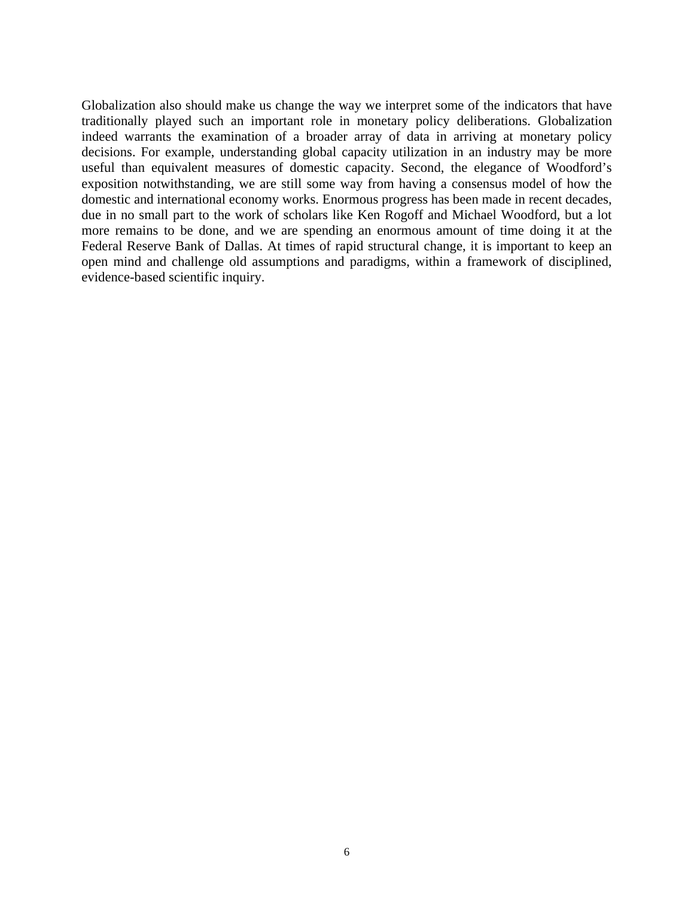Globalization also should make us change the way we interpret some of the indicators that have traditionally played such an important role in monetary policy deliberations. Globalization indeed warrants the examination of a broader array of data in arriving at monetary policy decisions. For example, understanding global capacity utilization in an industry may be more useful than equivalent measures of domestic capacity. Second, the elegance of Woodford's exposition notwithstanding, we are still some way from having a consensus model of how the domestic and international economy works. Enormous progress has been made in recent decades, due in no small part to the work of scholars like Ken Rogoff and Michael Woodford, but a lot more remains to be done, and we are spending an enormous amount of time doing it at the Federal Reserve Bank of Dallas. At times of rapid structural change, it is important to keep an open mind and challenge old assumptions and paradigms, within a framework of disciplined, evidence-based scientific inquiry.